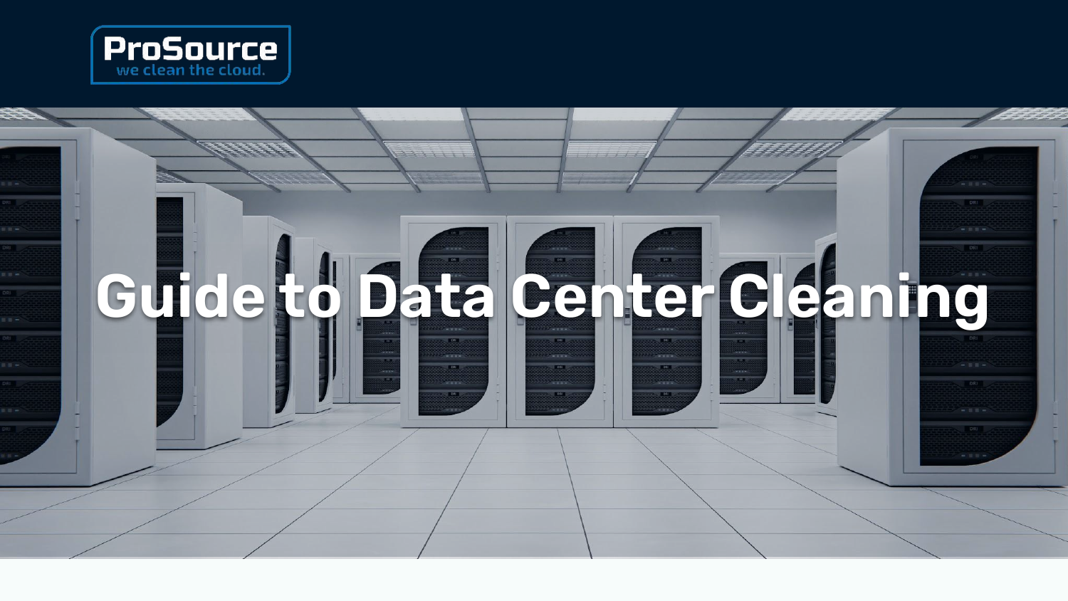ProSource
we clean the cloud.

# Guide to Data Center Cleaning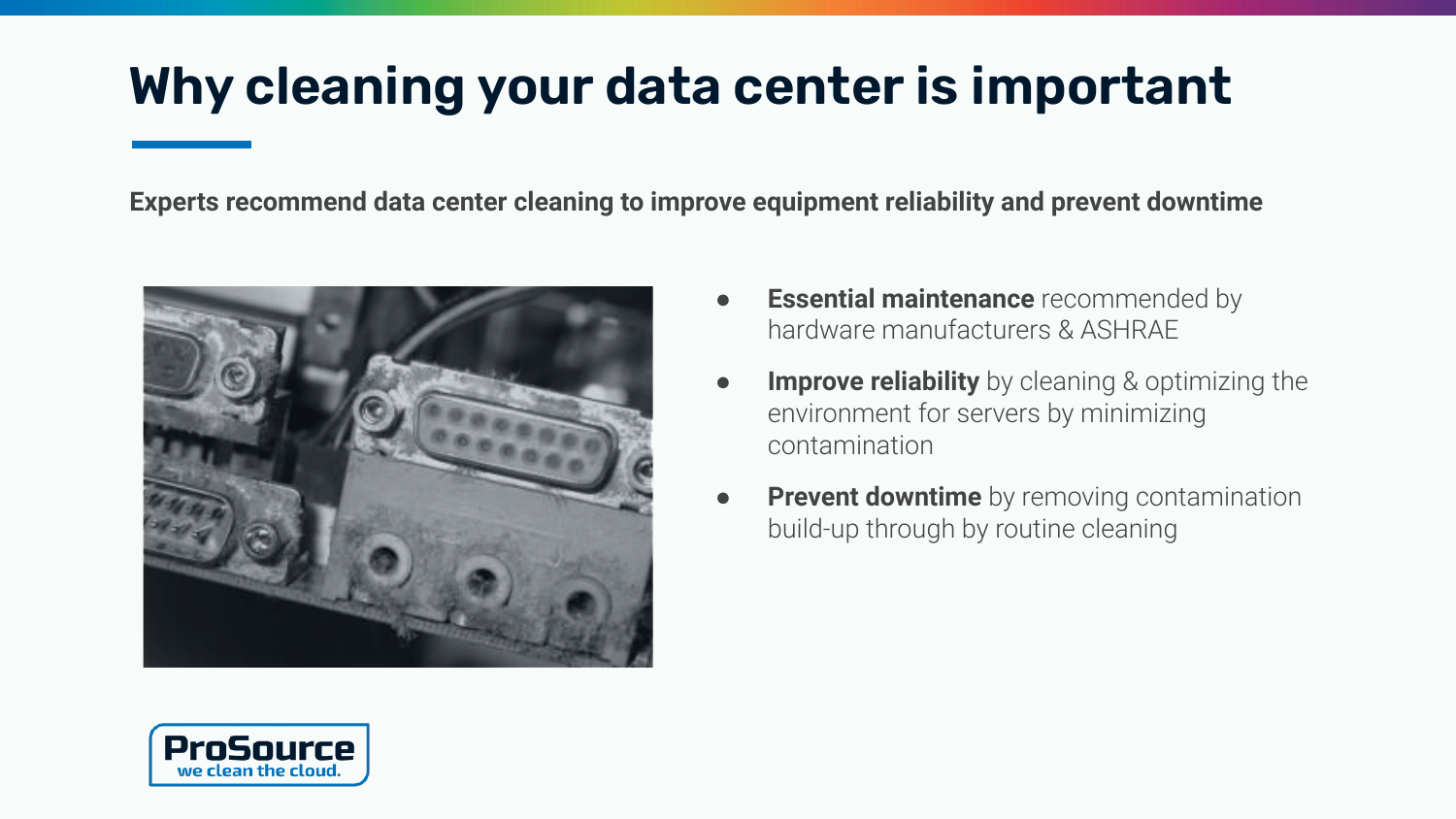# Why cleaning your data center is important

**Experts recommend data center cleaning to improve equipment reliability and prevent downtime**

- **Essential maintenance** recommended by hardware manufacturers & ASHRAE
- **Improve reliability** by cleaning & optimizing the environment for servers by minimizing contamination
- **Prevent downtime** by removing contamination build-up through by routine cleaning

ProSource
we clean the cloud.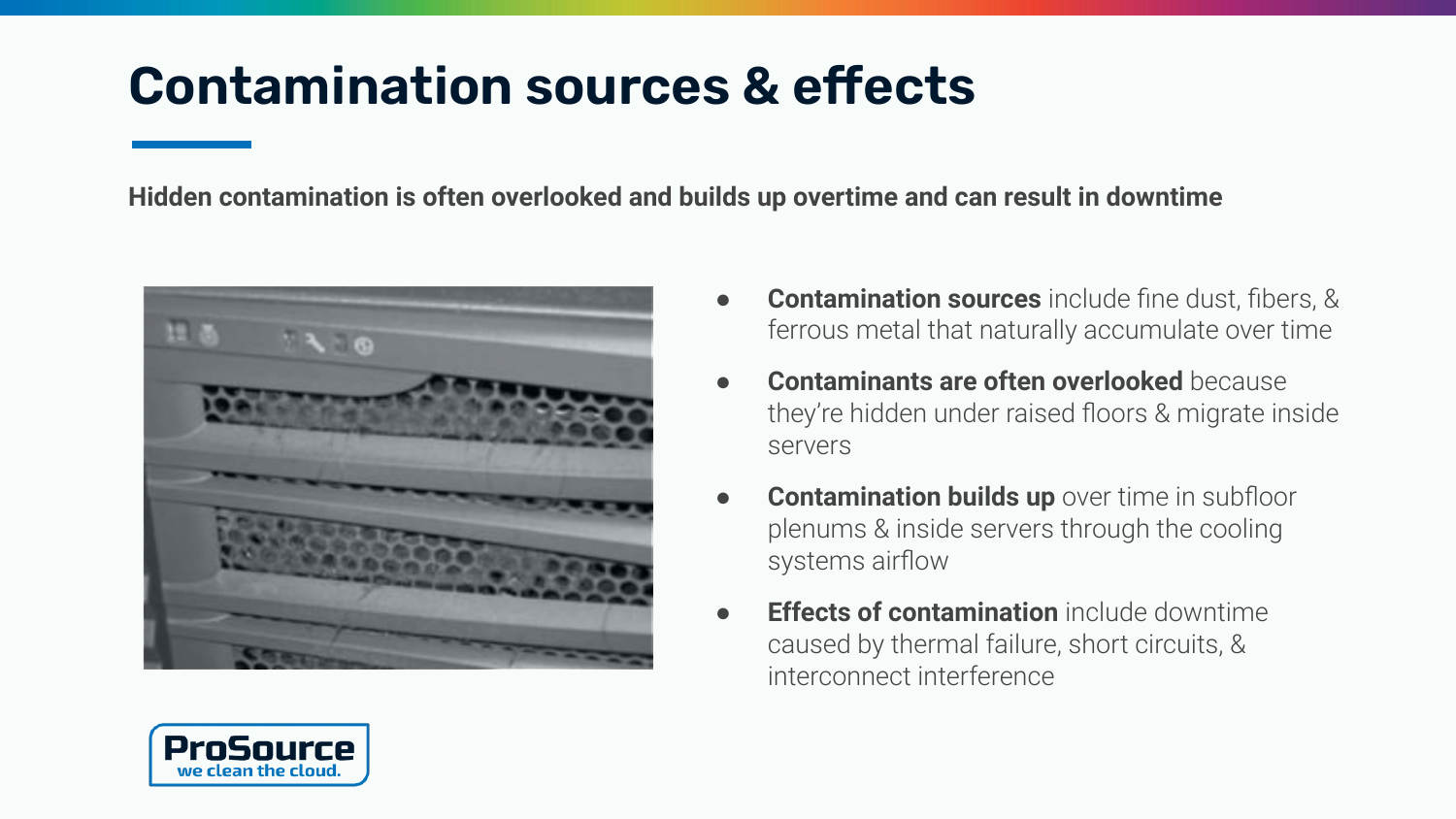# Contamination sources & effects

**Hidden contamination is often overlooked and builds up overtime and can result in downtime**

- **Contamination sources** include fine dust, fibers, & ferrous metal that naturally accumulate over time
- **Contaminants are often overlooked** because they're hidden under raised floors & migrate inside servers
- **Contamination builds up** over time in subfloor plenums & inside servers through the cooling systems airflow
- **Effects of contamination** include downtime caused by thermal failure, short circuits, & interconnect interference

ProSource
we clean the cloud.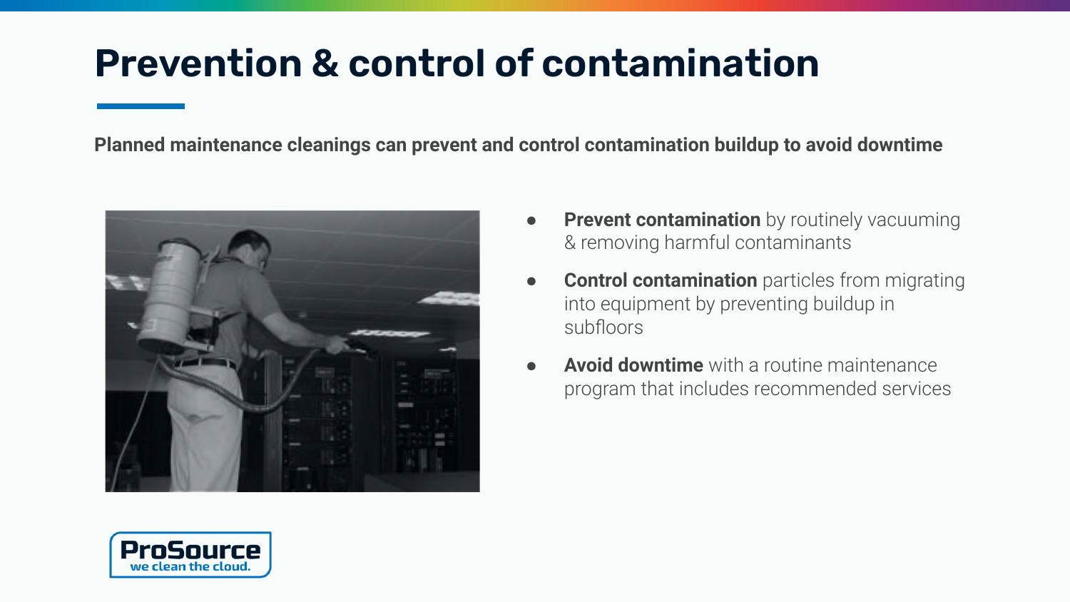# Prevention & control of contamination

**Planned maintenance cleanings can prevent and control contamination buildup to avoid downtime**

- **Prevent contamination** by routinely vacuuming & removing harmful contaminants
- **Control contamination** particles from migrating into equipment by preventing buildup in subfloors
- **Avoid downtime** with a routine maintenance program that includes recommended services

ProSource
we clean the cloud.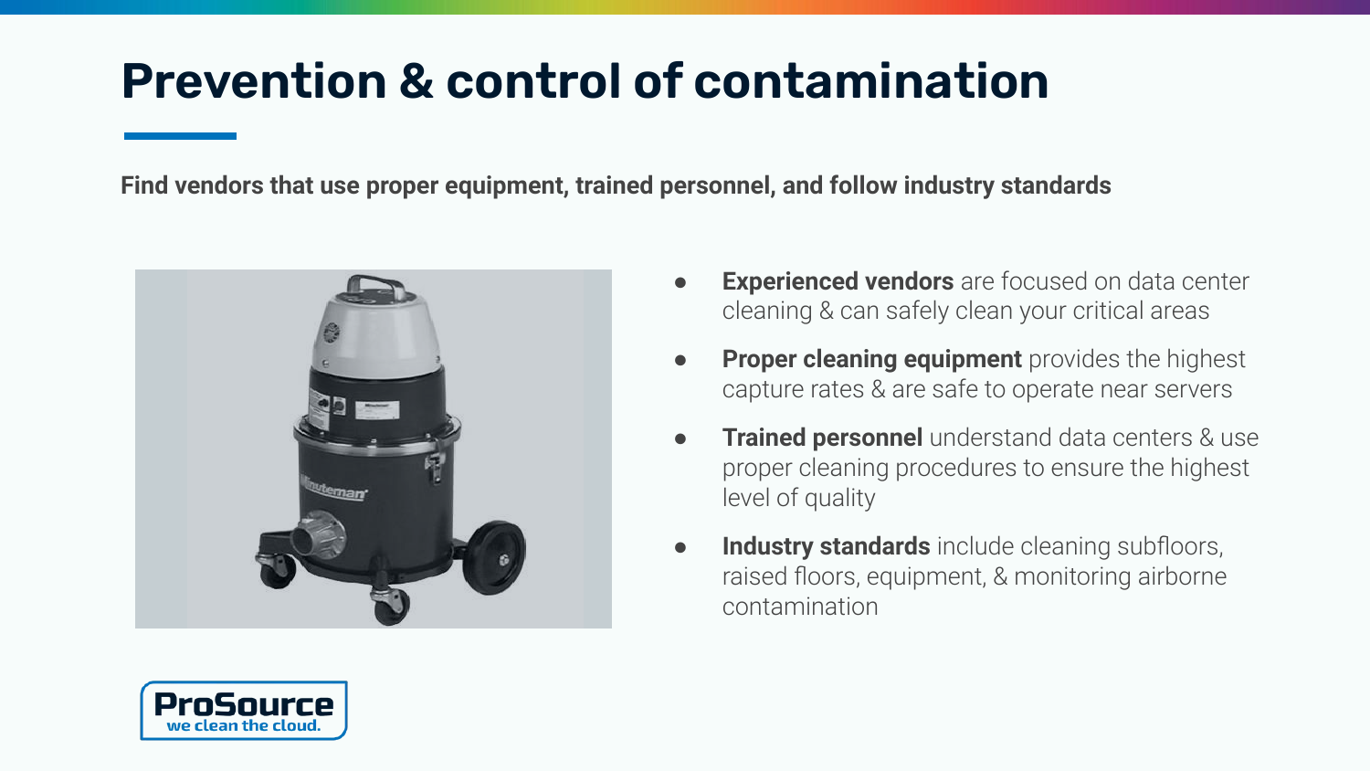# Prevention & control of contamination

**Find vendors that use proper equipment, trained personnel, and follow industry standards**

- **Experienced vendors** are focused on data center cleaning & can safely clean your critical areas
- **Proper cleaning equipment** provides the highest capture rates & are safe to operate near servers
- **Trained personnel** understand data centers & use proper cleaning procedures to ensure the highest level of quality
- **Industry standards** include cleaning subfloors, raised floors, equipment, & monitoring airborne contamination

ProSource
we clean the cloud.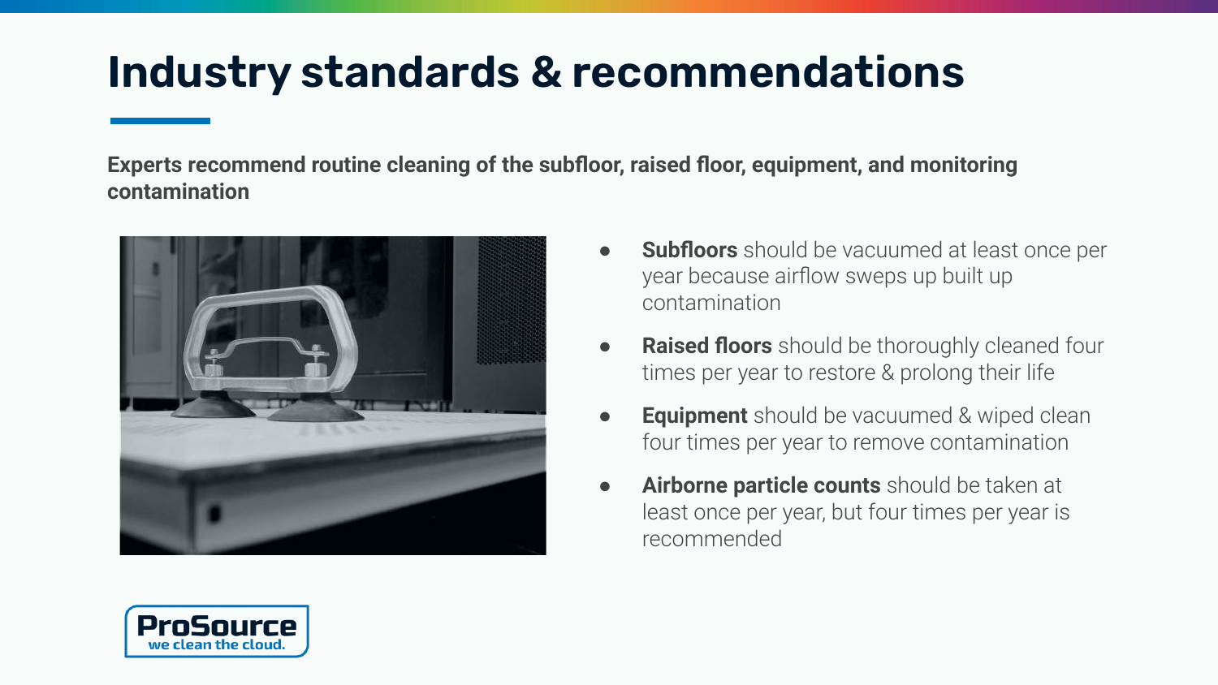# Industry standards & recommendations

**Experts recommend routine cleaning of the subfloor, raised floor, equipment, and monitoring contamination**

- **Subfloors** should be vacuumed at least once per year because airflow sweeps up built up contamination
- **Raised floors** should be thoroughly cleaned four times per year to restore & prolong their life
- **Equipment** should be vacuumed & wiped clean four times per year to remove contamination
- **Airborne particle counts** should be taken at least once per year, but four times per year is recommended

ProSource
we clean the cloud.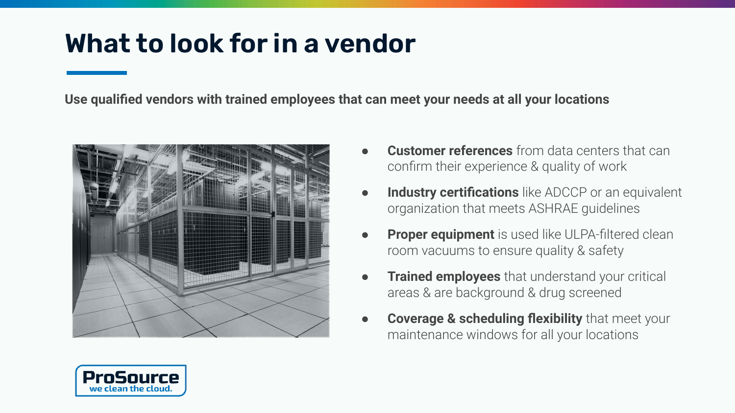# What to look for in a vendor

**Use qualified vendors with trained employees that can meet your needs at all your locations**

- **Customer references** from data centers that can confirm their experience & quality of work
- **Industry certifications** like ADCCP or an equivalent organization that meets ASHRAE guidelines
- **Proper equipment** is used like ULPA-filtered clean room vacuums to ensure quality & safety
- **Trained employees** that understand your critical areas & are background & drug screened
- **Coverage & scheduling flexibility** that meet your maintenance windows for all your locations

ProSource
we clean the cloud.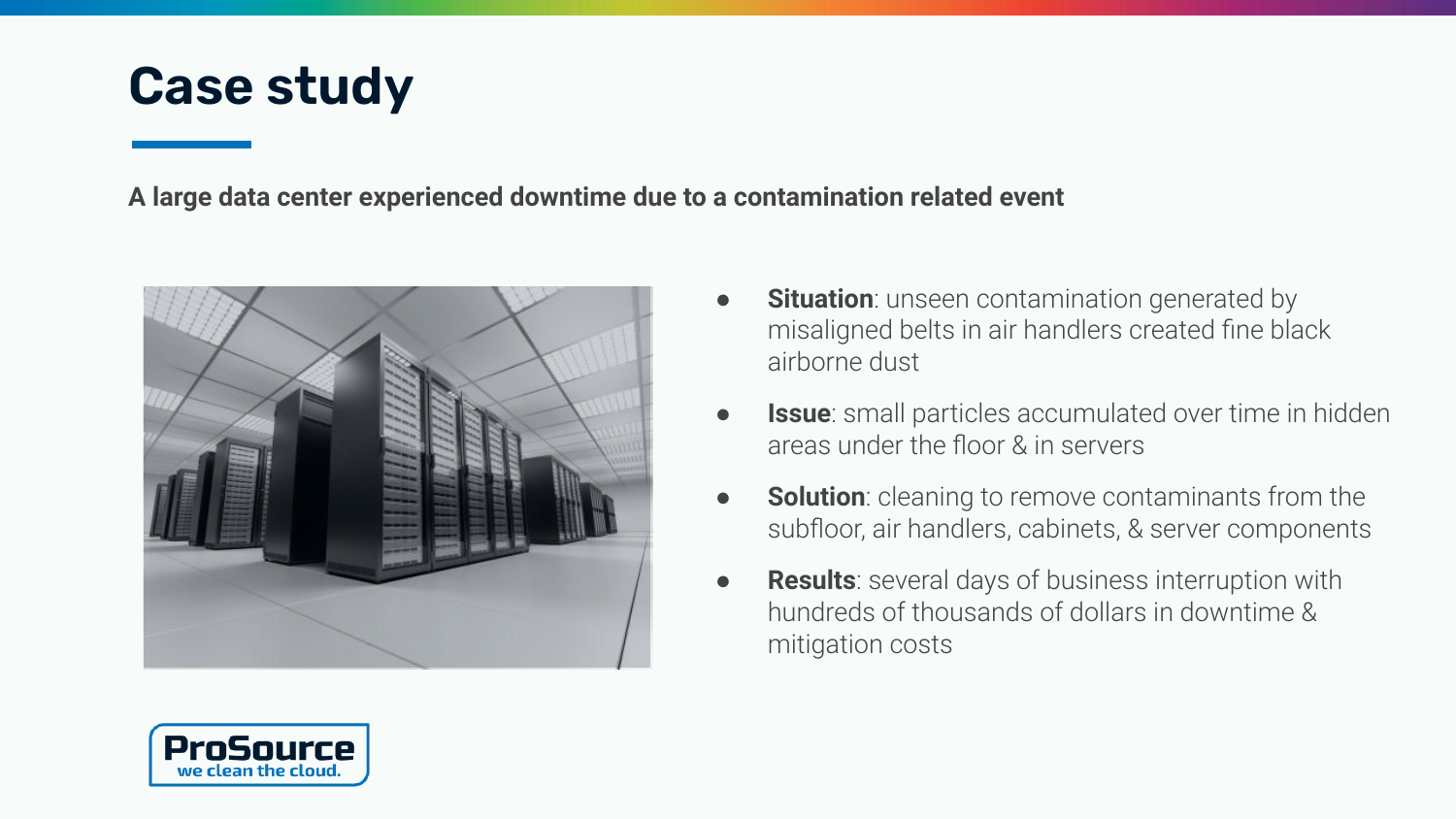# Case study

**A large data center experienced downtime due to a contamination related event**

- **Situation**: unseen contamination generated by misaligned belts in air handlers created fine black airborne dust
- **Issue**: small particles accumulated over time in hidden areas under the floor & in servers
- **Solution**: cleaning to remove contaminants from the subfloor, air handlers, cabinets, & server components
- **Results**: several days of business interruption with hundreds of thousands of dollars in downtime & mitigation costs

ProSource
we clean the cloud.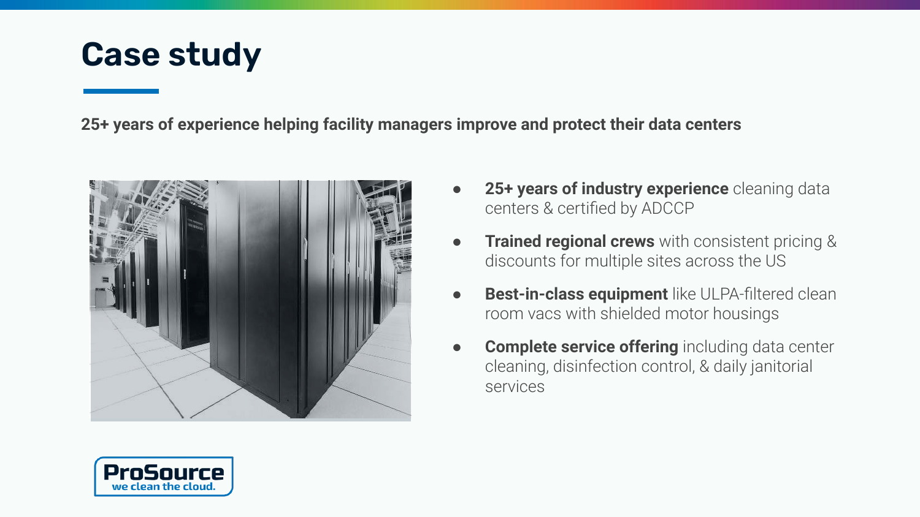# Case study

**25+ years of experience helping facility managers improve and protect their data centers**

- **25+ years of industry experience** cleaning data centers & certified by ADCCP
- **Trained regional crews** with consistent pricing & discounts for multiple sites across the US
- **Best-in-class equipment** like ULPA-filtered clean room vacs with shielded motor housings
- **Complete service offering** including data center cleaning, disinfection control, & daily janitorial services

ProSource
we clean the cloud.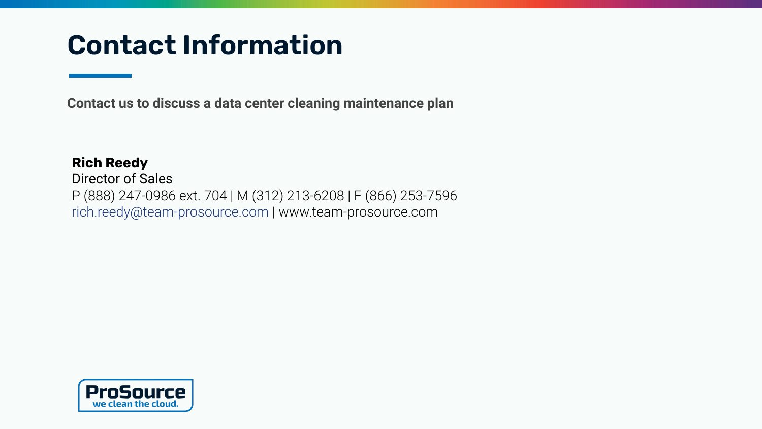# Contact Information

**Contact us to discuss a data center cleaning maintenance plan**

**Rich Reedy**
Director of Sales
P (888) 247-0986 ext. 704 | M (312) 213-6208 | F (866) 253-7596
rich.reedy@team-prosource.com | www.team-prosource.com

ProSource
we clean the cloud.